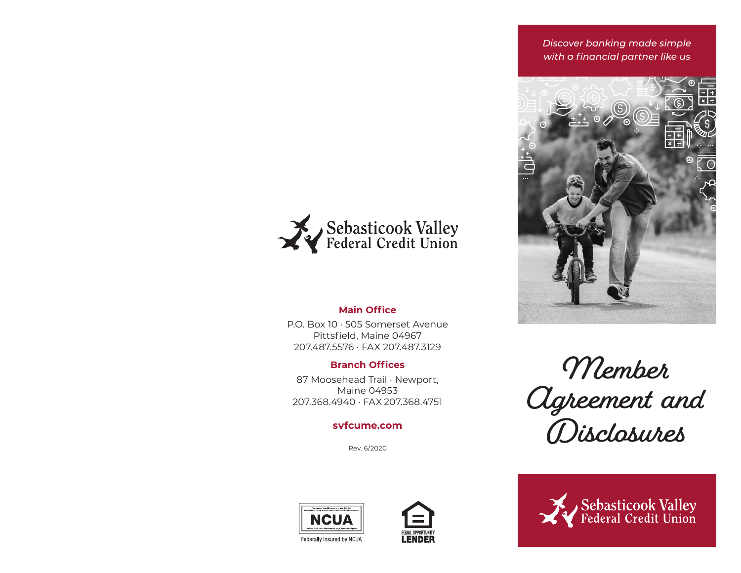Sebasticook Valley Federal Credit Union

**Main Office**

P.O. Box 10 · 505 Somerset Avenue
Pittsfield, Maine 04967
207.487.5576 · FAX 207.487.3129

**Branch Offices**

87 Moosehead Trail · Newport, Maine 04953
207.368.4940 · FAX 207.368.4751

**svfcume.com**

Rev. 6/2020

Federally Insured by NCUA

EQUAL OPPORTUNITY LENDER

*Discover banking made simple with a financial partner like us*

# Member Agreement and Disclosures

Sebasticook Valley Federal Credit Union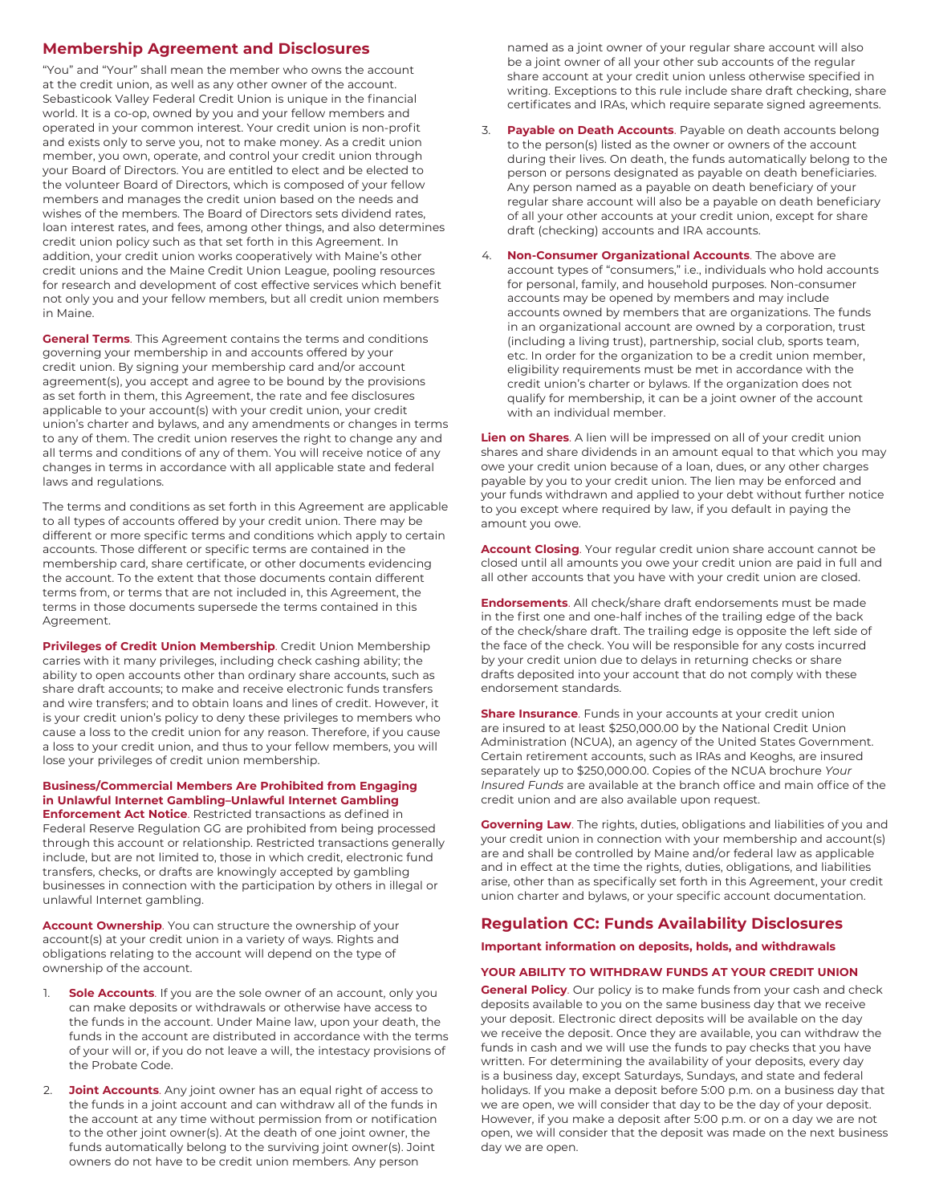## Membership Agreement and Disclosures

"You" and "Your" shall mean the member who owns the account at the credit union, as well as any other owner of the account. Sebasticook Valley Federal Credit Union is unique in the financial world. It is a co-op, owned by you and your fellow members and operated in your common interest. Your credit union is non-profit and exists only to serve you, not to make money. As a credit union member, you own, operate, and control your credit union through your Board of Directors. You are entitled to elect and be elected to the volunteer Board of Directors, which is composed of your fellow members and manages the credit union based on the needs and wishes of the members. The Board of Directors sets dividend rates, loan interest rates, and fees, among other things, and also determines credit union policy such as that set forth in this Agreement. In addition, your credit union works cooperatively with Maine's other credit unions and the Maine Credit Union League, pooling resources for research and development of cost effective services which benefit not only you and your fellow members, but all credit union members in Maine.

**General Terms**. This Agreement contains the terms and conditions governing your membership in and accounts offered by your credit union. By signing your membership card and/or account agreement(s), you accept and agree to be bound by the provisions as set forth in them, this Agreement, the rate and fee disclosures applicable to your account(s) with your credit union, your credit union's charter and bylaws, and any amendments or changes in terms to any of them. The credit union reserves the right to change any and all terms and conditions of any of them. You will receive notice of any changes in terms in accordance with all applicable state and federal laws and regulations.

The terms and conditions as set forth in this Agreement are applicable to all types of accounts offered by your credit union. There may be different or more specific terms and conditions which apply to certain accounts. Those different or specific terms are contained in the membership card, share certificate, or other documents evidencing the account. To the extent that those documents contain different terms from, or terms that are not included in, this Agreement, the terms in those documents supersede the terms contained in this Agreement.

**Privileges of Credit Union Membership**. Credit Union Membership carries with it many privileges, including check cashing ability; the ability to open accounts other than ordinary share accounts, such as share draft accounts; to make and receive electronic funds transfers and wire transfers; and to obtain loans and lines of credit. However, it is your credit union's policy to deny these privileges to members who cause a loss to the credit union for any reason. Therefore, if you cause a loss to your credit union, and thus to your fellow members, you will lose your privileges of credit union membership.

**Business/Commercial Members Are Prohibited from Engaging in Unlawful Internet Gambling–Unlawful Internet Gambling Enforcement Act Notice**. Restricted transactions as defined in Federal Reserve Regulation GG are prohibited from being processed through this account or relationship. Restricted transactions generally include, but are not limited to, those in which credit, electronic fund transfers, checks, or drafts are knowingly accepted by gambling businesses in connection with the participation by others in illegal or unlawful Internet gambling.

**Account Ownership**. You can structure the ownership of your account(s) at your credit union in a variety of ways. Rights and obligations relating to the account will depend on the type of ownership of the account.

1. **Sole Accounts**. If you are the sole owner of an account, only you can make deposits or withdrawals or otherwise have access to the funds in the account. Under Maine law, upon your death, the funds in the account are distributed in accordance with the terms of your will or, if you do not leave a will, the intestacy provisions of the Probate Code.
2. **Joint Accounts**. Any joint owner has an equal right of access to the funds in a joint account and can withdraw all of the funds in the account at any time without permission from or notification to the other joint owner(s). At the death of one joint owner, the funds automatically belong to the surviving joint owner(s). Joint owners do not have to be credit union members. Any person named as a joint owner of your regular share account will also be a joint owner of all your other sub accounts of the regular share account at your credit union unless otherwise specified in writing. Exceptions to this rule include share draft checking, share certificates and IRAs, which require separate signed agreements.
3. **Payable on Death Accounts**. Payable on death accounts belong to the person(s) listed as the owner or owners of the account during their lives. On death, the funds automatically belong to the person or persons designated as payable on death beneficiaries. Any person named as a payable on death beneficiary of your regular share account will also be a payable on death beneficiary of all your other accounts at your credit union, except for share draft (checking) accounts and IRA accounts.
4. **Non-Consumer Organizational Accounts**. The above are account types of "consumers," i.e., individuals who hold accounts for personal, family, and household purposes. Non-consumer accounts may be opened by members and may include accounts owned by members that are organizations. The funds in an organizational account are owned by a corporation, trust (including a living trust), partnership, social club, sports team, etc. In order for the organization to be a credit union member, eligibility requirements must be met in accordance with the credit union's charter or bylaws. If the organization does not qualify for membership, it can be a joint owner of the account with an individual member.

**Lien on Shares**. A lien will be impressed on all of your credit union shares and share dividends in an amount equal to that which you may owe your credit union because of a loan, dues, or any other charges payable by you to your credit union. The lien may be enforced and your funds withdrawn and applied to your debt without further notice to you except where required by law, if you default in paying the amount you owe.

**Account Closing**. Your regular credit union share account cannot be closed until all amounts you owe your credit union are paid in full and all other accounts that you have with your credit union are closed.

**Endorsements**. All check/share draft endorsements must be made in the first one and one-half inches of the trailing edge of the back of the check/share draft. The trailing edge is opposite the left side of the face of the check. You will be responsible for any costs incurred by your credit union due to delays in returning checks or share drafts deposited into your account that do not comply with these endorsement standards.

**Share Insurance**. Funds in your accounts at your credit union are insured to at least $250,000.00 by the National Credit Union Administration (NCUA), an agency of the United States Government. Certain retirement accounts, such as IRAs and Keoghs, are insured separately up to $250,000.00. Copies of the NCUA brochure *Your Insured Funds* are available at the branch office and main office of the credit union and are also available upon request.

**Governing Law**. The rights, duties, obligations and liabilities of you and your credit union in connection with your membership and account(s) are and shall be controlled by Maine and/or federal law as applicable and in effect at the time the rights, duties, obligations, and liabilities arise, other than as specifically set forth in this Agreement, your credit union charter and bylaws, or your specific account documentation.

## Regulation CC: Funds Availability Disclosures

**Important information on deposits, holds, and withdrawals**

### YOUR ABILITY TO WITHDRAW FUNDS AT YOUR CREDIT UNION

**General Policy**. Our policy is to make funds from your cash and check deposits available to you on the same business day that we receive your deposit. Electronic direct deposits will be available on the day we receive the deposit. Once they are available, you can withdraw the funds in cash and we will use the funds to pay checks that you have written. For determining the availability of your deposits, every day is a business day, except Saturdays, Sundays, and state and federal holidays. If you make a deposit before 5:00 p.m. on a business day that we are open, we will consider that day to be the day of your deposit. However, if you make a deposit after 5:00 p.m. or on a day we are not open, we will consider that the deposit was made on the next business day we are open.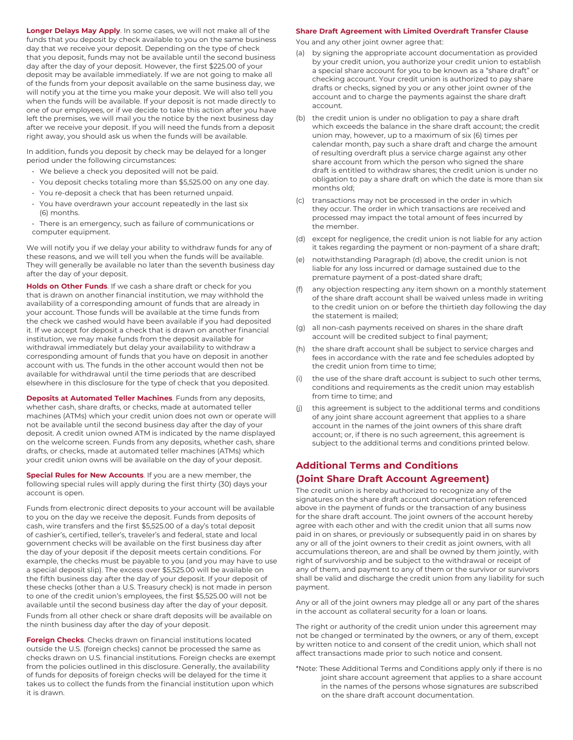**Longer Delays May Apply**. In some cases, we will not make all of the funds that you deposit by check available to you on the same business day that we receive your deposit. Depending on the type of check that you deposit, funds may not be available until the second business day after the day of your deposit. However, the first $225.00 of your deposit may be available immediately. If we are not going to make all of the funds from your deposit available on the same business day, we will notify you at the time you make your deposit. We will also tell you when the funds will be available. If your deposit is not made directly to one of our employees, or if we decide to take this action after you have left the premises, we will mail you the notice by the next business day after we receive your deposit. If you will need the funds from a deposit right away, you should ask us when the funds will be available.

In addition, funds you deposit by check may be delayed for a longer period under the following circumstances:

- We believe a check you deposited will not be paid.
- You deposit checks totaling more than $5,525.00 on any one day.
- You re-deposit a check that has been returned unpaid.
- You have overdrawn your account repeatedly in the last six (6) months.
- There is an emergency, such as failure of communications or computer equipment.

We will notify you if we delay your ability to withdraw funds for any of these reasons, and we will tell you when the funds will be available. They will generally be available no later than the seventh business day after the day of your deposit.

**Holds on Other Funds**. If we cash a share draft or check for you that is drawn on another financial institution, we may withhold the availability of a corresponding amount of funds that are already in your account. Those funds will be available at the time funds from the check we cashed would have been available if you had deposited it. If we accept for deposit a check that is drawn on another financial institution, we may make funds from the deposit available for withdrawal immediately but delay your availability to withdraw a corresponding amount of funds that you have on deposit in another account with us. The funds in the other account would then not be available for withdrawal until the time periods that are described elsewhere in this disclosure for the type of check that you deposited.

**Deposits at Automated Teller Machines**. Funds from any deposits, whether cash, share drafts, or checks, made at automated teller machines (ATMs) which your credit union does not own or operate will not be available until the second business day after the day of your deposit. A credit union owned ATM is indicated by the name displayed on the welcome screen. Funds from any deposits, whether cash, share drafts, or checks, made at automated teller machines (ATMs) which your credit union owns will be available on the day of your deposit.

**Special Rules for New Accounts**. If you are a new member, the following special rules will apply during the first thirty (30) days your account is open.

Funds from electronic direct deposits to your account will be available to you on the day we receive the deposit. Funds from deposits of cash, wire transfers and the first $5,525.00 of a day's total deposit of cashier's, certified, teller's, traveler's and federal, state and local government checks will be available on the first business day after the day of your deposit if the deposit meets certain conditions. For example, the checks must be payable to you (and you may have to use a special deposit slip). The excess over $5,525.00 will be available on the fifth business day after the day of your deposit. If your deposit of these checks (other than a U.S. Treasury check) is not made in person to one of the credit union's employees, the first $5,525.00 will not be available until the second business day after the day of your deposit.

Funds from all other check or share draft deposits will be available on the ninth business day after the day of your deposit.

**Foreign Checks**. Checks drawn on financial institutions located outside the U.S. (foreign checks) cannot be processed the same as checks drawn on U.S. financial institutions. Foreign checks are exempt from the policies outlined in this disclosure. Generally, the availability of funds for deposits of foreign checks will be delayed for the time it takes us to collect the funds from the financial institution upon which it is drawn.

**Share Draft Agreement with Limited Overdraft Transfer Clause**

You and any other joint owner agree that:

(a) by signing the appropriate account documentation as provided by your credit union, you authorize your credit union to establish a special share account for you to be known as a "share draft" or checking account. Your credit union is authorized to pay share drafts or checks, signed by you or any other joint owner of the account and to charge the payments against the share draft account.

(b) the credit union is under no obligation to pay a share draft which exceeds the balance in the share draft account; the credit union may, however, up to a maximum of six (6) times per calendar month, pay such a share draft and charge the amount of resulting overdraft plus a service charge against any other share account from which the person who signed the share draft is entitled to withdraw shares; the credit union is under no obligation to pay a share draft on which the date is more than six months old;

(c) transactions may not be processed in the order in which they occur. The order in which transactions are received and processed may impact the total amount of fees incurred by the member.

(d) except for negligence, the credit union is not liable for any action it takes regarding the payment or non-payment of a share draft;

(e) notwithstanding Paragraph (d) above, the credit union is not liable for any loss incurred or damage sustained due to the premature payment of a post-dated share draft;

(f) any objection respecting any item shown on a monthly statement of the share draft account shall be waived unless made in writing to the credit union on or before the thirtieth day following the day the statement is mailed;

(g) all non-cash payments received on shares in the share draft account will be credited subject to final payment;

(h) the share draft account shall be subject to service charges and fees in accordance with the rate and fee schedules adopted by the credit union from time to time;

(i) the use of the share draft account is subject to such other terms, conditions and requirements as the credit union may establish from time to time; and

(j) this agreement is subject to the additional terms and conditions of any joint share account agreement that applies to a share account in the names of the joint owners of this share draft account; or, if there is no such agreement, this agreement is subject to the additional terms and conditions printed below.

## Additional Terms and Conditions (Joint Share Draft Account Agreement)

The credit union is hereby authorized to recognize any of the signatures on the share draft account documentation referenced above in the payment of funds or the transaction of any business for the share draft account. The joint owners of the account hereby agree with each other and with the credit union that all sums now paid in on shares, or previously or subsequently paid in on shares by any or all of the joint owners to their credit as joint owners, with all accumulations thereon, are and shall be owned by them jointly, with right of survivorship and be subject to the withdrawal or receipt of any of them, and payment to any of them or the survivor or survivors shall be valid and discharge the credit union from any liability for such payment.

Any or all of the joint owners may pledge all or any part of the shares in the account as collateral security for a loan or loans.

The right or authority of the credit union under this agreement may not be changed or terminated by the owners, or any of them, except by written notice to and consent of the credit union, which shall not affect transactions made prior to such notice and consent.

*Note: These Additional Terms and Conditions apply only if there is no joint share account agreement that applies to a share account in the names of the persons whose signatures are subscribed on the share draft account documentation.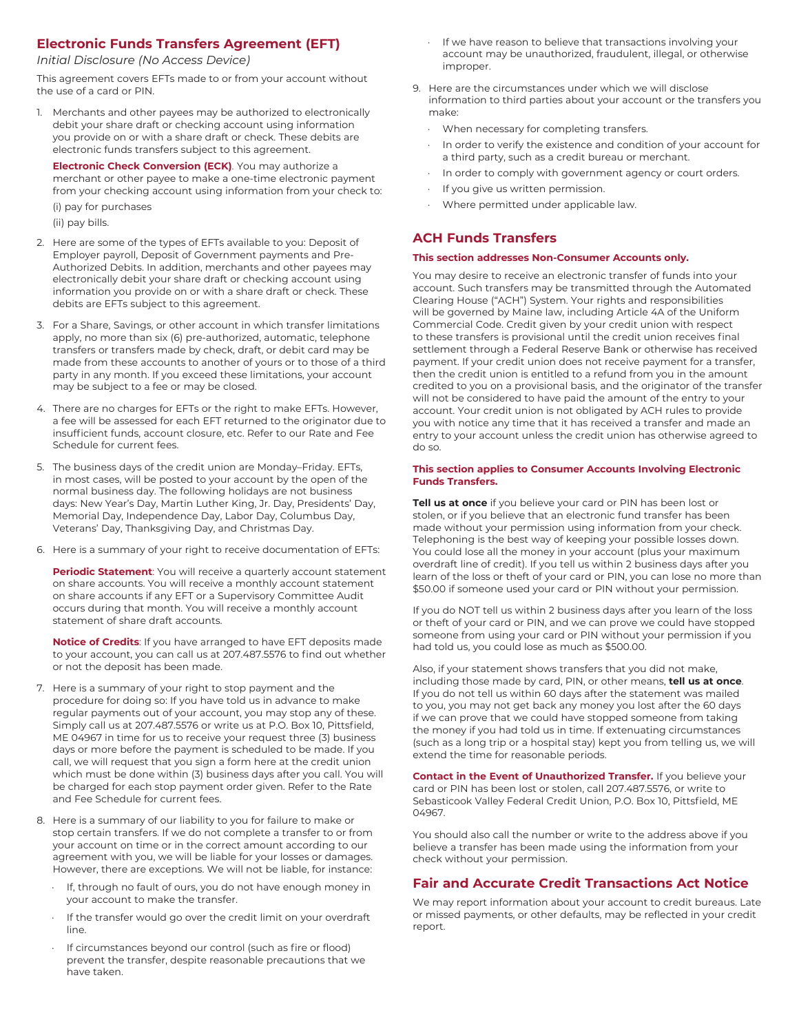## Electronic Funds Transfers Agreement (EFT)

*Initial Disclosure (No Access Device)*

This agreement covers EFTs made to or from your account without the use of a card or PIN.

1. Merchants and other payees may be authorized to electronically debit your share draft or checking account using information you provide on or with a share draft or check. These debits are electronic funds transfers subject to this agreement.

   **Electronic Check Conversion (ECK)**. You may authorize a merchant or other payee to make a one-time electronic payment from your checking account using information from your check to:

   (i) pay for purchases

   (ii) pay bills.

2. Here are some of the types of EFTs available to you: Deposit of Employer payroll, Deposit of Government payments and Pre-Authorized Debits. In addition, merchants and other payees may electronically debit your share draft or checking account using information you provide on or with a share draft or check. These debits are EFTs subject to this agreement.

3. For a Share, Savings, or other account in which transfer limitations apply, no more than six (6) pre-authorized, automatic, telephone transfers or transfers made by check, draft, or debit card may be made from these accounts to another of yours or to those of a third party in any month. If you exceed these limitations, your account may be subject to a fee or may be closed.

4. There are no charges for EFTs or the right to make EFTs. However, a fee will be assessed for each EFT returned to the originator due to insufficient funds, account closure, etc. Refer to our Rate and Fee Schedule for current fees.

5. The business days of the credit union are Monday–Friday. EFTs, in most cases, will be posted to your account by the open of the normal business day. The following holidays are not business days: New Year's Day, Martin Luther King, Jr. Day, Presidents' Day, Memorial Day, Independence Day, Labor Day, Columbus Day, Veterans' Day, Thanksgiving Day, and Christmas Day.

6. Here is a summary of your right to receive documentation of EFTs:

   **Periodic Statement**: You will receive a quarterly account statement on share accounts. You will receive a monthly account statement on share accounts if any EFT or a Supervisory Committee Audit occurs during that month. You will receive a monthly account statement of share draft accounts.

   **Notice of Credits**: If you have arranged to have EFT deposits made to your account, you can call us at 207.487.5576 to find out whether or not the deposit has been made.

7. Here is a summary of your right to stop payment and the procedure for doing so: If you have told us in advance to make regular payments out of your account, you may stop any of these. Simply call us at 207.487.5576 or write us at P.O. Box 10, Pittsfield, ME 04967 in time for us to receive your request three (3) business days or more before the payment is scheduled to be made. If you call, we will request that you sign a form here at the credit union which must be done within (3) business days after you call. You will be charged for each stop payment order given. Refer to the Rate and Fee Schedule for current fees.

8. Here is a summary of our liability to you for failure to make or stop certain transfers. If we do not complete a transfer to or from your account on time or in the correct amount according to our agreement with you, we will be liable for your losses or damages. However, there are exceptions. We will not be liable, for instance:

   - If, through no fault of ours, you do not have enough money in your account to make the transfer.
   - If the transfer would go over the credit limit on your overdraft line.
   - If circumstances beyond our control (such as fire or flood) prevent the transfer, despite reasonable precautions that we have taken.
   - If we have reason to believe that transactions involving your account may be unauthorized, fraudulent, illegal, or otherwise improper.

9. Here are the circumstances under which we will disclose information to third parties about your account or the transfers you make:

   - When necessary for completing transfers.
   - In order to verify the existence and condition of your account for a third party, such as a credit bureau or merchant.
   - In order to comply with government agency or court orders.
   - If you give us written permission.
   - Where permitted under applicable law.

## ACH Funds Transfers

**This section addresses Non-Consumer Accounts only.**

You may desire to receive an electronic transfer of funds into your account. Such transfers may be transmitted through the Automated Clearing House ("ACH") System. Your rights and responsibilities will be governed by Maine law, including Article 4A of the Uniform Commercial Code. Credit given by your credit union with respect to these transfers is provisional until the credit union receives final settlement through a Federal Reserve Bank or otherwise has received payment. If your credit union does not receive payment for a transfer, then the credit union is entitled to a refund from you in the amount credited to you on a provisional basis, and the originator of the transfer will not be considered to have paid the amount of the entry to your account. Your credit union is not obligated by ACH rules to provide you with notice any time that it has received a transfer and made an entry to your account unless the credit union has otherwise agreed to do so.

**This section applies to Consumer Accounts Involving Electronic Funds Transfers.**

**Tell us at once** if you believe your card or PIN has been lost or stolen, or if you believe that an electronic fund transfer has been made without your permission using information from your check. Telephoning is the best way of keeping your possible losses down. You could lose all the money in your account (plus your maximum overdraft line of credit). If you tell us within 2 business days after you learn of the loss or theft of your card or PIN, you can lose no more than $50.00 if someone used your card or PIN without your permission.

If you do NOT tell us within 2 business days after you learn of the loss or theft of your card or PIN, and we can prove we could have stopped someone from using your card or PIN without your permission if you had told us, you could lose as much as $500.00.

Also, if your statement shows transfers that you did not make, including those made by card, PIN, or other means, **tell us at once**. If you do not tell us within 60 days after the statement was mailed to you, you may not get back any money you lost after the 60 days if we can prove that we could have stopped someone from taking the money if you had told us in time. If extenuating circumstances (such as a long trip or a hospital stay) kept you from telling us, we will extend the time for reasonable periods.

**Contact in the Event of Unauthorized Transfer.** If you believe your card or PIN has been lost or stolen, call 207.487.5576, or write to Sebasticook Valley Federal Credit Union, P.O. Box 10, Pittsfield, ME 04967.

You should also call the number or write to the address above if you believe a transfer has been made using the information from your check without your permission.

## Fair and Accurate Credit Transactions Act Notice

We may report information about your account to credit bureaus. Late or missed payments, or other defaults, may be reflected in your credit report.